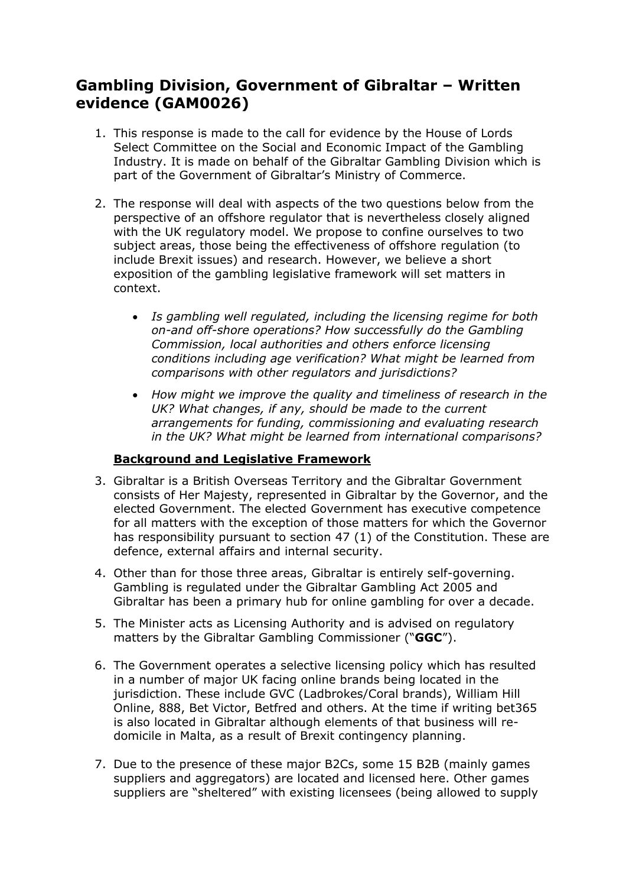# Gambling Division, Government of Gibraltar – Written evidence (GAM0026)

1. This response is made to the call for evidence by the House of Lords Select Committee on the Social and Economic Impact of the Gambling Industry. It is made on behalf of the Gibraltar Gambling Division which is part of the Government of Gibraltar's Ministry of Commerce.

2. The response will deal with aspects of the two questions below from the perspective of an offshore regulator that is nevertheless closely aligned with the UK regulatory model. We propose to confine ourselves to two subject areas, those being the effectiveness of offshore regulation (to include Brexit issues) and research. However, we believe a short exposition of the gambling legislative framework will set matters in context.

   - *Is gambling well regulated, including the licensing regime for both on-and off-shore operations? How successfully do the Gambling Commission, local authorities and others enforce licensing conditions including age verification? What might be learned from comparisons with other regulators and jurisdictions?*
   - *How might we improve the quality and timeliness of research in the UK? What changes, if any, should be made to the current arrangements for funding, commissioning and evaluating research in the UK? What might be learned from international comparisons?*

**Background and Legislative Framework**

3. Gibraltar is a British Overseas Territory and the Gibraltar Government consists of Her Majesty, represented in Gibraltar by the Governor, and the elected Government. The elected Government has executive competence for all matters with the exception of those matters for which the Governor has responsibility pursuant to section 47 (1) of the Constitution. These are defence, external affairs and internal security.

4. Other than for those three areas, Gibraltar is entirely self-governing. Gambling is regulated under the Gibraltar Gambling Act 2005 and Gibraltar has been a primary hub for online gambling for over a decade.

5. The Minister acts as Licensing Authority and is advised on regulatory matters by the Gibraltar Gambling Commissioner ("**GGC**").

6. The Government operates a selective licensing policy which has resulted in a number of major UK facing online brands being located in the jurisdiction. These include GVC (Ladbrokes/Coral brands), William Hill Online, 888, Bet Victor, Betfred and others. At the time if writing bet365 is also located in Gibraltar although elements of that business will re-domicile in Malta, as a result of Brexit contingency planning.

7. Due to the presence of these major B2Cs, some 15 B2B (mainly games suppliers and aggregators) are located and licensed here. Other games suppliers are "sheltered" with existing licensees (being allowed to supply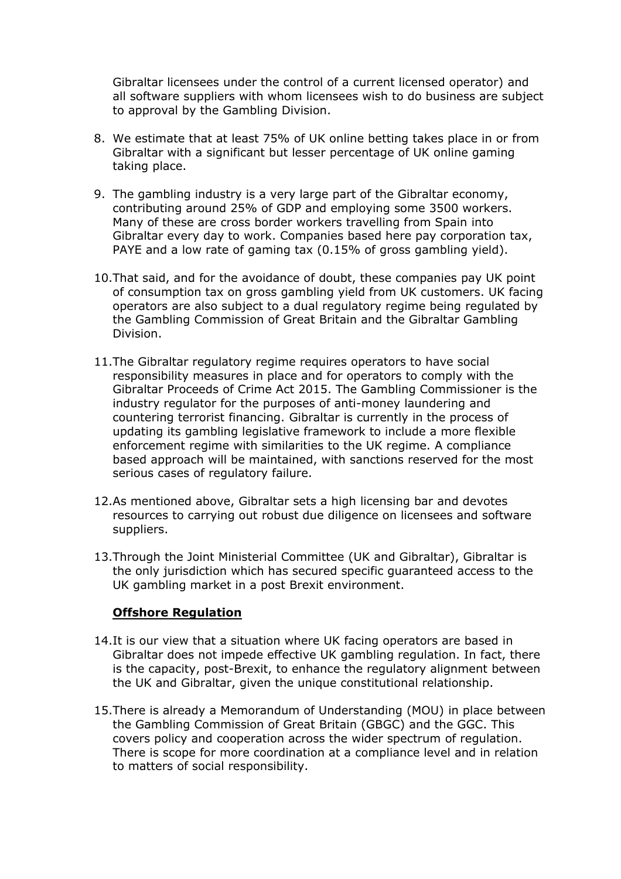Gibraltar licensees under the control of a current licensed operator) and all software suppliers with whom licensees wish to do business are subject to approval by the Gambling Division.

8. We estimate that at least 75% of UK online betting takes place in or from Gibraltar with a significant but lesser percentage of UK online gaming taking place.

9. The gambling industry is a very large part of the Gibraltar economy, contributing around 25% of GDP and employing some 3500 workers. Many of these are cross border workers travelling from Spain into Gibraltar every day to work. Companies based here pay corporation tax, PAYE and a low rate of gaming tax (0.15% of gross gambling yield).

10. That said, and for the avoidance of doubt, these companies pay UK point of consumption tax on gross gambling yield from UK customers. UK facing operators are also subject to a dual regulatory regime being regulated by the Gambling Commission of Great Britain and the Gibraltar Gambling Division.

11. The Gibraltar regulatory regime requires operators to have social responsibility measures in place and for operators to comply with the Gibraltar Proceeds of Crime Act 2015. The Gambling Commissioner is the industry regulator for the purposes of anti-money laundering and countering terrorist financing. Gibraltar is currently in the process of updating its gambling legislative framework to include a more flexible enforcement regime with similarities to the UK regime. A compliance based approach will be maintained, with sanctions reserved for the most serious cases of regulatory failure.

12. As mentioned above, Gibraltar sets a high licensing bar and devotes resources to carrying out robust due diligence on licensees and software suppliers.

13. Through the Joint Ministerial Committee (UK and Gibraltar), Gibraltar is the only jurisdiction which has secured specific guaranteed access to the UK gambling market in a post Brexit environment.

**Offshore Regulation**

14. It is our view that a situation where UK facing operators are based in Gibraltar does not impede effective UK gambling regulation. In fact, there is the capacity, post-Brexit, to enhance the regulatory alignment between the UK and Gibraltar, given the unique constitutional relationship.

15. There is already a Memorandum of Understanding (MOU) in place between the Gambling Commission of Great Britain (GBGC) and the GGC. This covers policy and cooperation across the wider spectrum of regulation. There is scope for more coordination at a compliance level and in relation to matters of social responsibility.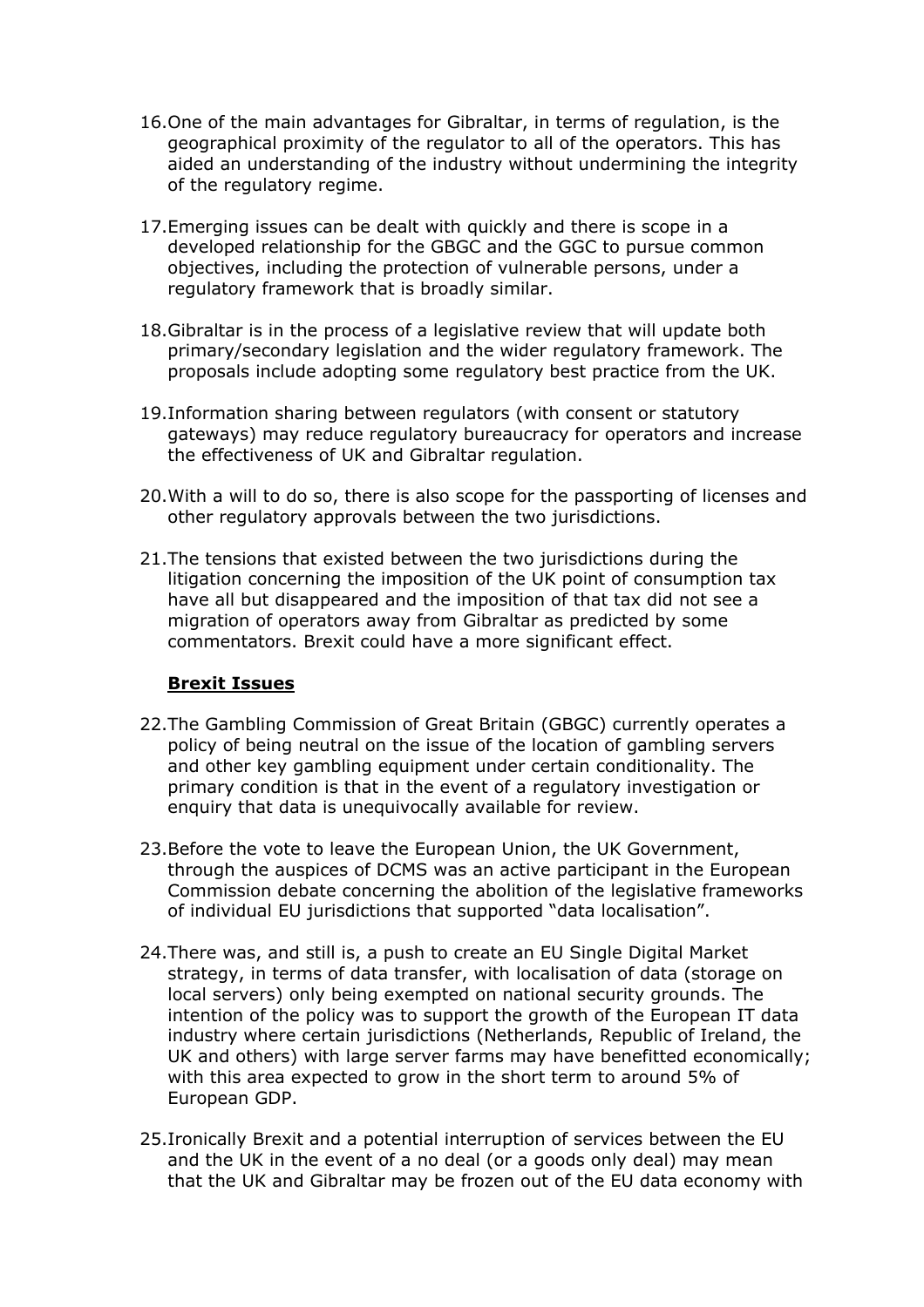16. One of the main advantages for Gibraltar, in terms of regulation, is the geographical proximity of the regulator to all of the operators. This has aided an understanding of the industry without undermining the integrity of the regulatory regime.

17. Emerging issues can be dealt with quickly and there is scope in a developed relationship for the GBGC and the GGC to pursue common objectives, including the protection of vulnerable persons, under a regulatory framework that is broadly similar.

18. Gibraltar is in the process of a legislative review that will update both primary/secondary legislation and the wider regulatory framework. The proposals include adopting some regulatory best practice from the UK.

19. Information sharing between regulators (with consent or statutory gateways) may reduce regulatory bureaucracy for operators and increase the effectiveness of UK and Gibraltar regulation.

20. With a will to do so, there is also scope for the passporting of licenses and other regulatory approvals between the two jurisdictions.

21. The tensions that existed between the two jurisdictions during the litigation concerning the imposition of the UK point of consumption tax have all but disappeared and the imposition of that tax did not see a migration of operators away from Gibraltar as predicted by some commentators. Brexit could have a more significant effect.

## **Brexit Issues**

22. The Gambling Commission of Great Britain (GBGC) currently operates a policy of being neutral on the issue of the location of gambling servers and other key gambling equipment under certain conditionality. The primary condition is that in the event of a regulatory investigation or enquiry that data is unequivocally available for review.

23. Before the vote to leave the European Union, the UK Government, through the auspices of DCMS was an active participant in the European Commission debate concerning the abolition of the legislative frameworks of individual EU jurisdictions that supported "data localisation".

24. There was, and still is, a push to create an EU Single Digital Market strategy, in terms of data transfer, with localisation of data (storage on local servers) only being exempted on national security grounds. The intention of the policy was to support the growth of the European IT data industry where certain jurisdictions (Netherlands, Republic of Ireland, the UK and others) with large server farms may have benefitted economically; with this area expected to grow in the short term to around 5% of European GDP.

25. Ironically Brexit and a potential interruption of services between the EU and the UK in the event of a no deal (or a goods only deal) may mean that the UK and Gibraltar may be frozen out of the EU data economy with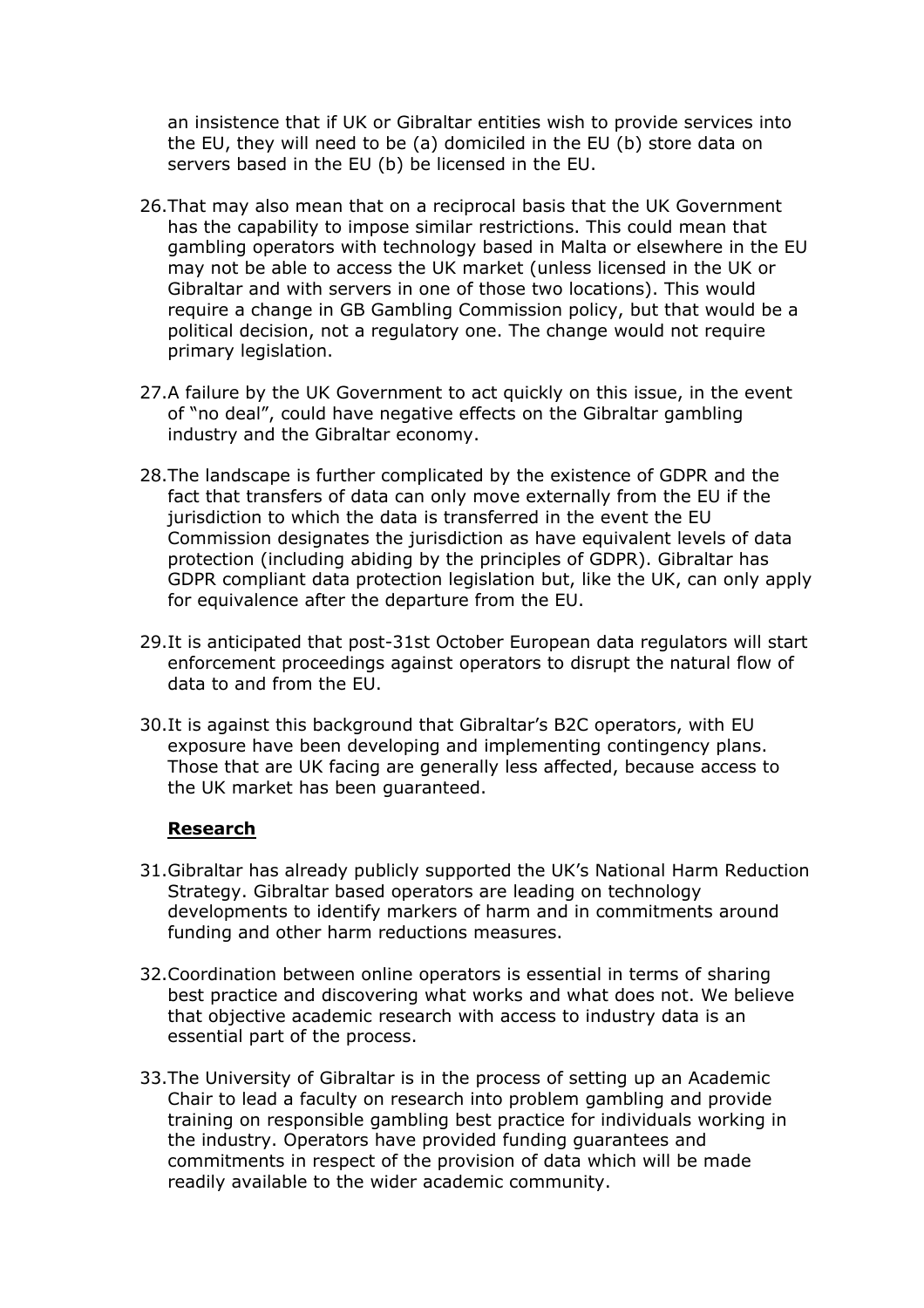an insistence that if UK or Gibraltar entities wish to provide services into the EU, they will need to be (a) domiciled in the EU (b) store data on servers based in the EU (b) be licensed in the EU.

26. That may also mean that on a reciprocal basis that the UK Government has the capability to impose similar restrictions. This could mean that gambling operators with technology based in Malta or elsewhere in the EU may not be able to access the UK market (unless licensed in the UK or Gibraltar and with servers in one of those two locations). This would require a change in GB Gambling Commission policy, but that would be a political decision, not a regulatory one. The change would not require primary legislation.

27. A failure by the UK Government to act quickly on this issue, in the event of "no deal", could have negative effects on the Gibraltar gambling industry and the Gibraltar economy.

28. The landscape is further complicated by the existence of GDPR and the fact that transfers of data can only move externally from the EU if the jurisdiction to which the data is transferred in the event the EU Commission designates the jurisdiction as have equivalent levels of data protection (including abiding by the principles of GDPR). Gibraltar has GDPR compliant data protection legislation but, like the UK, can only apply for equivalence after the departure from the EU.

29. It is anticipated that post-31st October European data regulators will start enforcement proceedings against operators to disrupt the natural flow of data to and from the EU.

30. It is against this background that Gibraltar's B2C operators, with EU exposure have been developing and implementing contingency plans. Those that are UK facing are generally less affected, because access to the UK market has been guaranteed.

**Research**

31. Gibraltar has already publicly supported the UK's National Harm Reduction Strategy. Gibraltar based operators are leading on technology developments to identify markers of harm and in commitments around funding and other harm reductions measures.

32. Coordination between online operators is essential in terms of sharing best practice and discovering what works and what does not. We believe that objective academic research with access to industry data is an essential part of the process.

33. The University of Gibraltar is in the process of setting up an Academic Chair to lead a faculty on research into problem gambling and provide training on responsible gambling best practice for individuals working in the industry. Operators have provided funding guarantees and commitments in respect of the provision of data which will be made readily available to the wider academic community.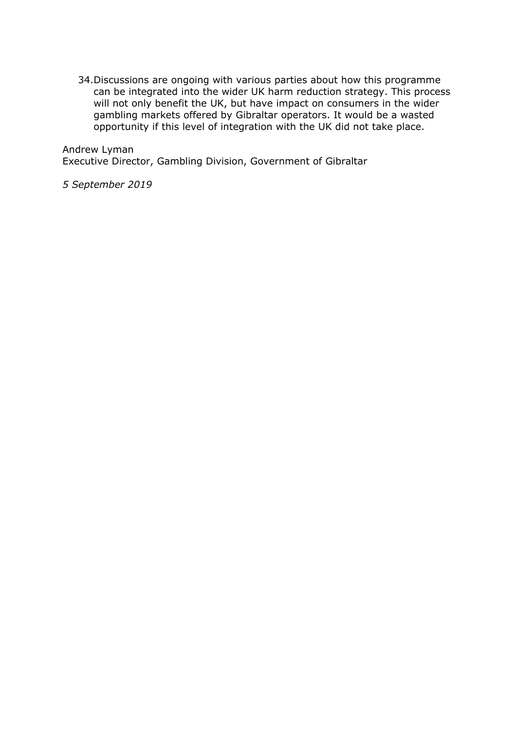34. Discussions are ongoing with various parties about how this programme can be integrated into the wider UK harm reduction strategy. This process will not only benefit the UK, but have impact on consumers in the wider gambling markets offered by Gibraltar operators. It would be a wasted opportunity if this level of integration with the UK did not take place.

Andrew Lyman
Executive Director, Gambling Division, Government of Gibraltar

*5 September 2019*